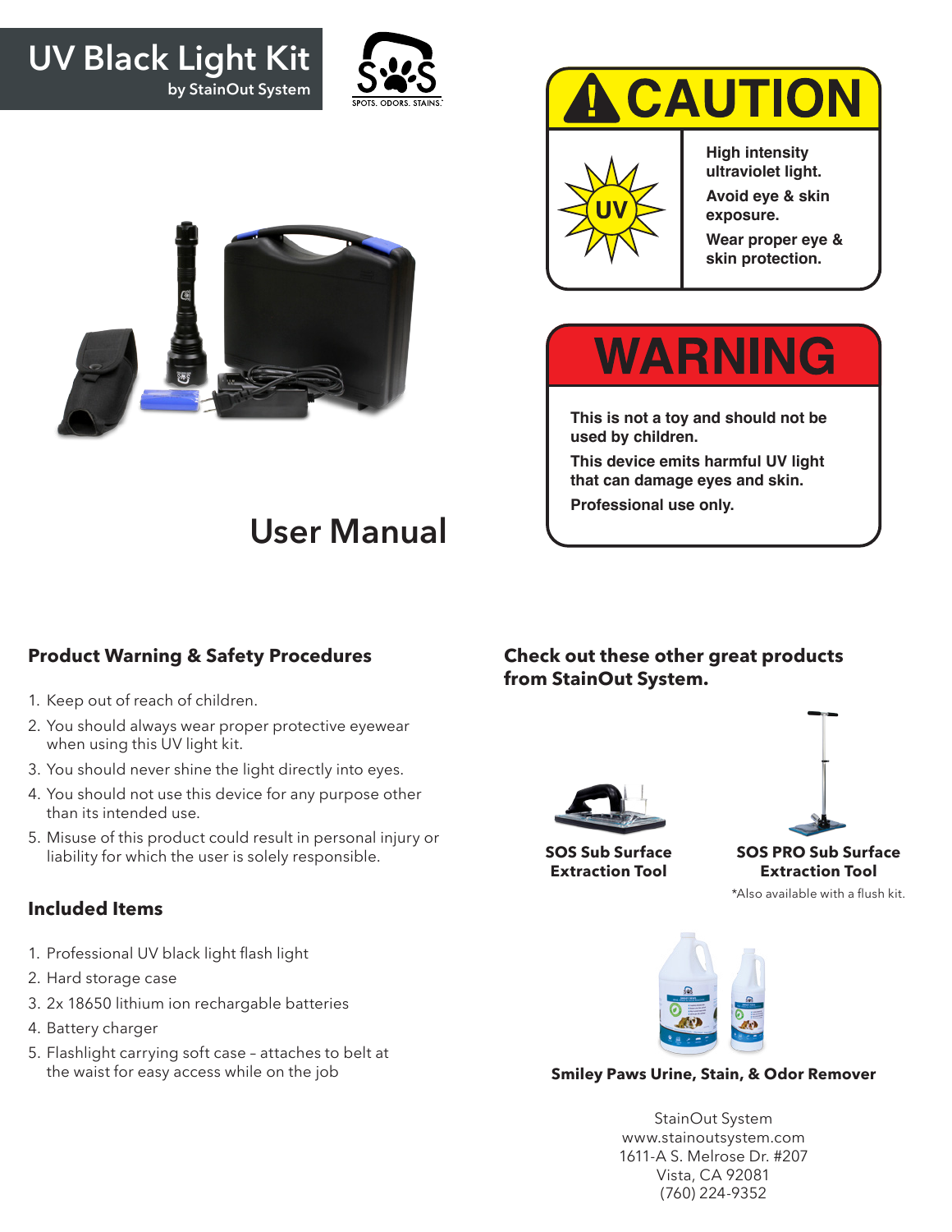# UV Black Light Kit

by StainOut System

SOS
SPOTS. ODORS. STAINS.

## ! CAUTION

UV

**High intensity ultraviolet light.**

**Avoid eye & skin exposure.**

**Wear proper eye & skin protection.**

## WARNING

**This is not a toy and should not be used by children.**

**This device emits harmful UV light that can damage eyes and skin.**

**Professional use only.**

# User Manual

### Product Warning & Safety Procedures

1. Keep out of reach of children.
2. You should always wear proper protective eyewear when using this UV light kit.
3. You should never shine the light directly into eyes.
4. You should not use this device for any purpose other than its intended use.
5. Misuse of this product could result in personal injury or liability for which the user is solely responsible.

### Included Items

1. Professional UV black light flash light
2. Hard storage case
3. 2x 18650 lithium ion rechargable batteries
4. Battery charger
5. Flashlight carrying soft case – attaches to belt at the waist for easy access while on the job

### Check out these other great products from StainOut System.

**SOS Sub Surface Extraction Tool**

**SOS PRO Sub Surface Extraction Tool**

*Also available with a flush kit.

**Smiley Paws Urine, Stain, & Odor Remover**

StainOut System
www.stainoutsystem.com
1611-A S. Melrose Dr. #207
Vista, CA 92081
(760) 224-9352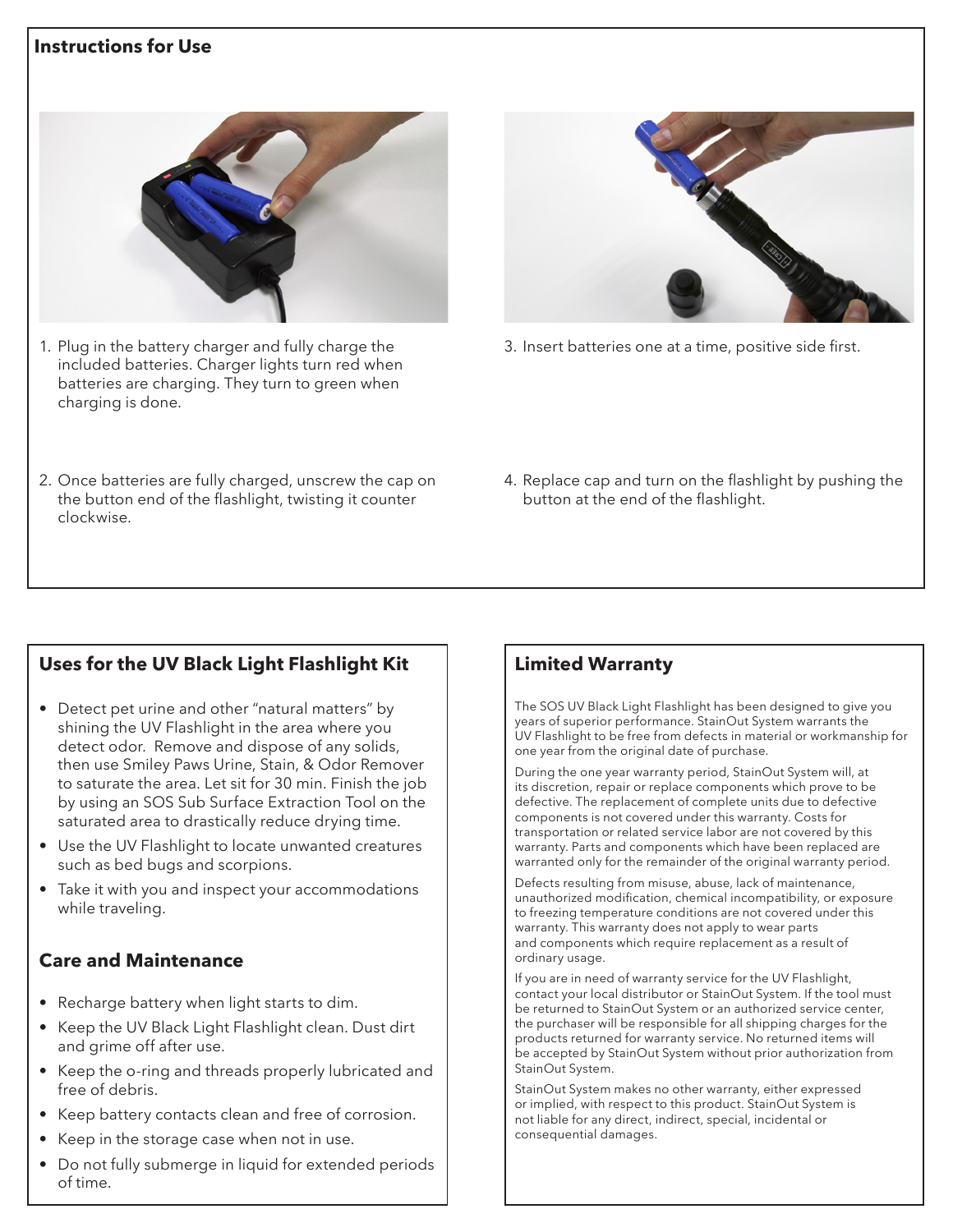## Instructions for Use

1. Plug in the battery charger and fully charge the included batteries. Charger lights turn red when batteries are charging. They turn to green when charging is done.
2. Once batteries are fully charged, unscrew the cap on the button end of the flashlight, twisting it counter clockwise.
3. Insert batteries one at a time, positive side first.
4. Replace cap and turn on the flashlight by pushing the button at the end of the flashlight.

## Uses for the UV Black Light Flashlight Kit

- Detect pet urine and other "natural matters" by shining the UV Flashlight in the area where you detect odor. Remove and dispose of any solids, then use Smiley Paws Urine, Stain, & Odor Remover to saturate the area. Let sit for 30 min. Finish the job by using an SOS Sub Surface Extraction Tool on the saturated area to drastically reduce drying time.
- Use the UV Flashlight to locate unwanted creatures such as bed bugs and scorpions.
- Take it with you and inspect your accommodations while traveling.

## Care and Maintenance

- Recharge battery when light starts to dim.
- Keep the UV Black Light Flashlight clean. Dust dirt and grime off after use.
- Keep the o-ring and threads properly lubricated and free of debris.
- Keep battery contacts clean and free of corrosion.
- Keep in the storage case when not in use.
- Do not fully submerge in liquid for extended periods of time.

## Limited Warranty

The SOS UV Black Light Flashlight has been designed to give you years of superior performance. StainOut System warrants the UV Flashlight to be free from defects in material or workmanship for one year from the original date of purchase.

During the one year warranty period, StainOut System will, at its discretion, repair or replace components which prove to be defective. The replacement of complete units due to defective components is not covered under this warranty. Costs for transportation or related service labor are not covered by this warranty. Parts and components which have been replaced are warranted only for the remainder of the original warranty period.

Defects resulting from misuse, abuse, lack of maintenance, unauthorized modification, chemical incompatibility, or exposure to freezing temperature conditions are not covered under this warranty. This warranty does not apply to wear parts and components which require replacement as a result of ordinary usage.

If you are in need of warranty service for the UV Flashlight, contact your local distributor or StainOut System. If the tool must be returned to StainOut System or an authorized service center, the purchaser will be responsible for all shipping charges for the products returned for warranty service. No returned items will be accepted by StainOut System without prior authorization from StainOut System.

StainOut System makes no other warranty, either expressed or implied, with respect to this product. StainOut System is not liable for any direct, indirect, special, incidental or consequential damages.